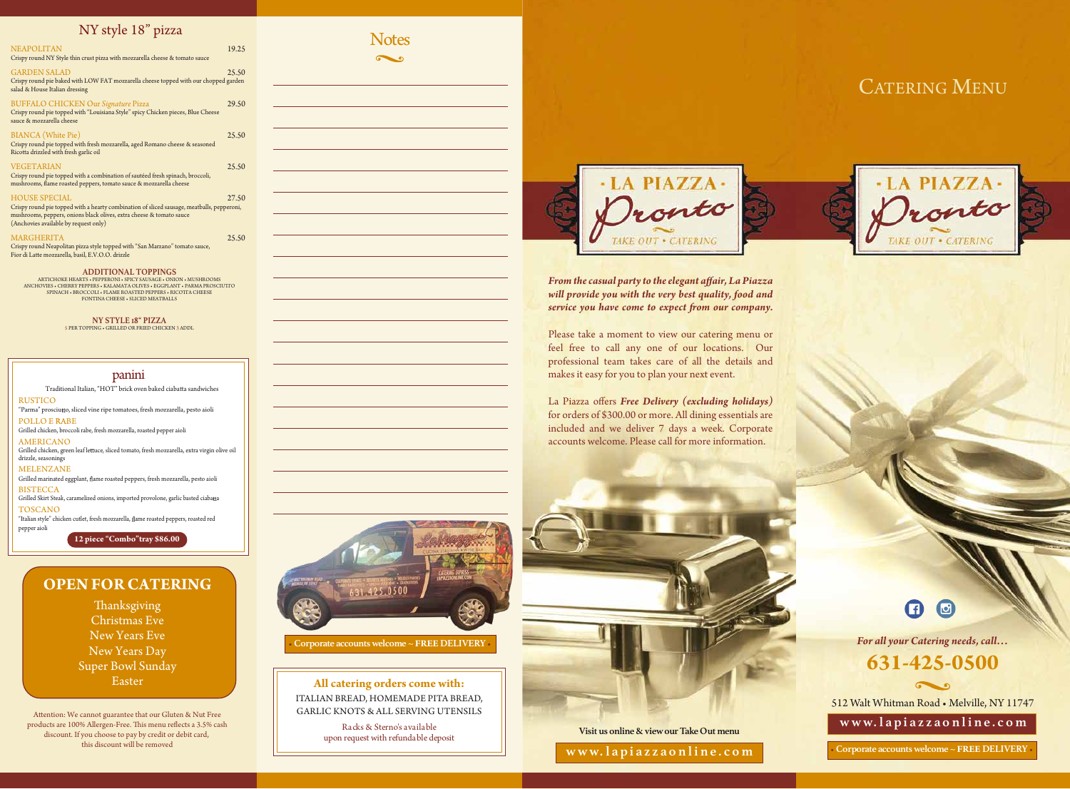## NY style 18" pizza

**NEAPOLITAN** — 19.25
Crispy round NY Style thin crust pizza with mozzarella cheese & tomato sauce

**GARDEN SALAD** — 25.50
Crispy round pie baked with LOW FAT mozzarella cheese topped with our chopped garden salad & House Italian dressing

**BUFFALO CHICKEN Our *Signature* Pizza** — 29.50
Crispy round pie topped with "Louisiana Style" spicy Chicken pieces, Blue Cheese sauce & mozzarella cheese

**BIANCA (White Pie)** — 25.50
Crispy round pie topped with fresh mozzarella, aged Romano cheese & seasoned Ricotta drizzled with fresh garlic oil

**VEGETARIAN** — 25.50
Crispy round pie topped with a combination of sautéed fresh spinach, broccoli, mushrooms, flame roasted peppers, tomato sauce & mozzarella cheese

**HOUSE SPECIAL** — 27.50
Crispy round pie topped with a hearty combination of sliced sausage, meatballs, pepperoni, mushrooms, peppers, onions black olives, extra cheese & tomato sauce
(Anchovies available by request only)

**MARGHERITA** — 25.50
Crispy round Neapolitan pizza style topped with "San Marzano" tomato sauce, Fior di Latte mozzarella, basil, E.V.O.O. drizzle

### ADDITIONAL TOPPINGS
ARTICHOKE HEARTS • PEPPERONI • SPICY SAUSAGE • ONION • MUSHROOMS
ANCHOVIES • CHERRY PEPPERS • KALAMATA OLIVES • EGGPLANT • PARMA PROSCIUTTO
SPINACH • BROCCOLI • FLAME ROASTED PEPPERS • RICOTTA CHEESE
FONTINA CHEESE • SLICED MEATBALLS

**NY STYLE 18" PIZZA**
5 PER TOPPING • GRILLED OR FRIED CHICKEN 3 ADDL

## panini

Traditional Italian, "HOT" brick oven baked ciabatta sandwiches

**RUSTICO**
"Parma" prosciutto, sliced vine ripe tomatoes, fresh mozzarella, pesto aioli

**POLLO E RABE**
Grilled chicken, broccoli rabe, fresh mozzarella, roasted pepper aioli

**AMERICANO**
Grilled chicken, green leaf lettuce, sliced tomato, fresh mozzarella, extra virgin olive oil drizzle, seasonings

**MELENZANE**
Grilled marinated eggplant, flame roasted peppers, fresh mozzarella, pesto aioli

**BISTECCA**
Grilled Skirt Steak, caramelized onions, imported provolone, garlic basted ciabatta

**TOSCANO**
"Italian style" chicken cutlet, fresh mozzarella, flame roasted peppers, roasted red pepper aioli

**12 piece "Combo" tray $86.00**

## OPEN FOR CATERING

Thanksgiving
Christmas Eve
New Years Eve
New Years Day
Super Bowl Sunday
Easter

Attention: We cannot guarantee that our Gluten & Nut Free products are 100% Allergen-Free. This menu reflects a 3.5% cash discount. If you choose to pay by credit or debit card, this discount will be removed

## Notes

• Corporate accounts welcome ~ FREE DELIVERY •

**All catering orders come with:**
ITALIAN BREAD, HOMEMADE PITA BREAD, GARLIC KNOTS & ALL SERVING UTENSILS

Racks & Sterno's available upon request with refundable deposit

**LA PIAZZA Pronto**
TAKE OUT • CATERING

***From the casual party to the elegant affair, La Piazza will provide you with the very best quality, food and service you have come to expect from our company.***

Please take a moment to view our catering menu or feel free to call any one of our locations. Our professional team takes care of all the details and makes it easy for you to plan your next event.

La Piazza offers ***Free Delivery (excluding holidays)*** for orders of $300.00 or more. All dining essentials are included and we deliver 7 days a week. Corporate accounts welcome. Please call for more information.

**Visit us online & view our Take Out menu**

**www.lapiazzaonline.com**

# Catering Menu

**LA PIAZZA Pronto**
TAKE OUT • CATERING

*For all your Catering needs, call…*

**631-425-0500**

512 Walt Whitman Road • Melville, NY 11747

**www.lapiazzaonline.com**

• Corporate accounts welcome ~ FREE DELIVERY •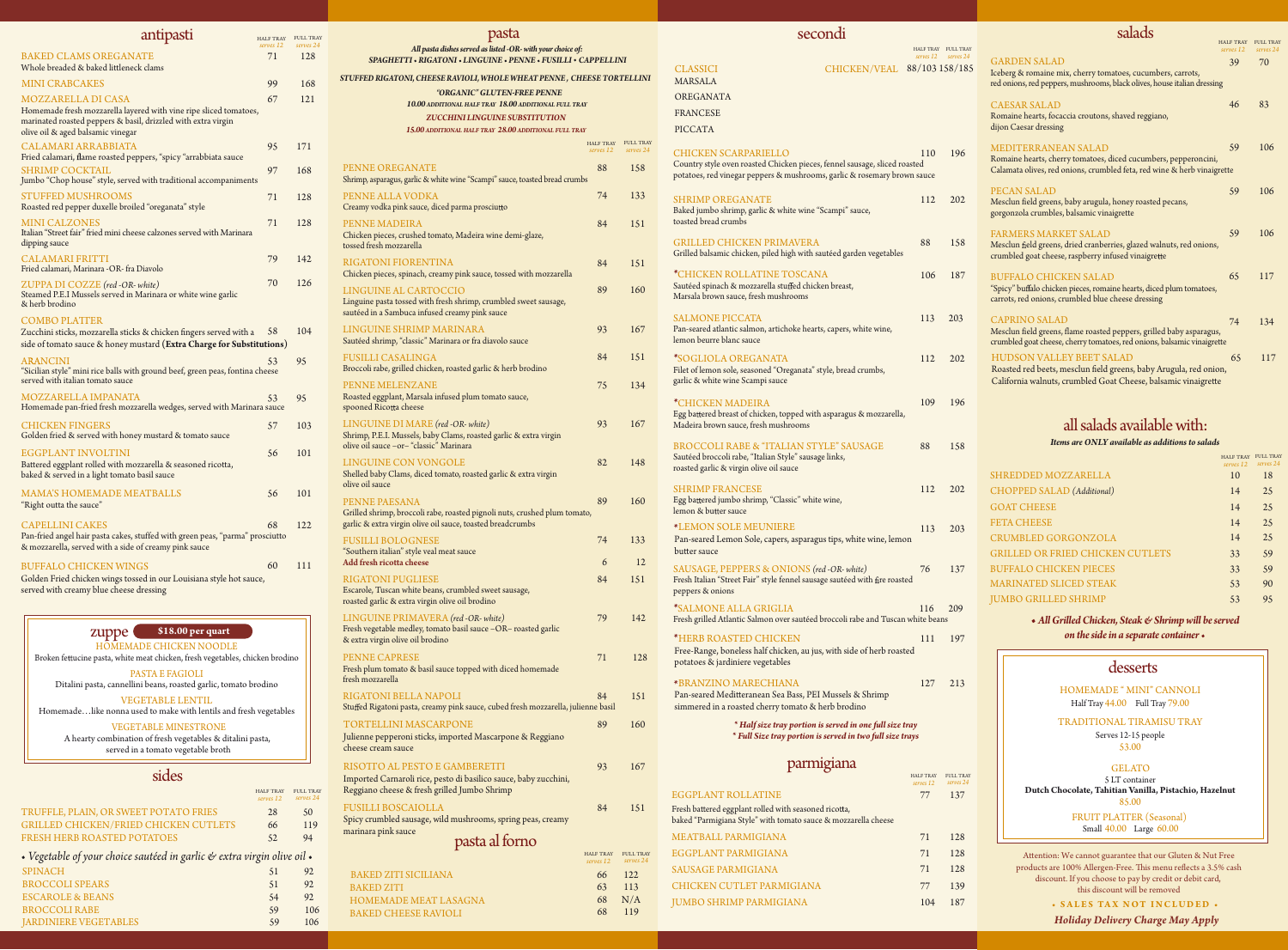## antipasti

| | HALF TRAY serves 12 | FULL TRAY serves 24 |
|---|---|---|
| **BAKED CLAMS OREGANATE** Whole breaded & baked littleneck clams | 71 | 128 |
| **MINI CRABCAKES** | 99 | 168 |
| **MOZZARELLA DI CASA** Homemade fresh mozzarella layered with vine ripe sliced tomatoes, marinated roasted peppers & basil, drizzled with extra virgin olive oil & aged balsamic vinegar | 67 | 121 |
| **CALAMARI ARRABBIATA** Fried calamari, flame roasted peppers, "spicy "arrabbiata sauce | 95 | 171 |
| **SHRIMP COCKTAIL** Jumbo "Chop house" style, served with traditional accompaniments | 97 | 168 |
| **STUFFED MUSHROOMS** Roasted red pepper duxelle broiled "oreganata" style | 71 | 128 |
| **MINI CALZONES** Italian "Street fair" fried mini cheese calzones served with Marinara dipping sauce | 71 | 128 |
| **CALAMARI FRITTI** Fried calamari, Marinara -OR- fra Diavolo | 79 | 142 |
| **ZUPPA DI COZZE** *(red -OR- white)* Steamed P.E.I Mussels served in Marinara or white wine garlic & herb brodino | 70 | 126 |
| **COMBO PLATTER** Zucchini sticks, mozzarella sticks & chicken fingers served with a side of tomato sauce & honey mustard **(Extra Charge for Substitutions)** | 58 | 104 |
| **ARANCINI** "Sicilian style" mini rice balls with ground beef, green peas, fontina cheese served with italian tomato sauce | 53 | 95 |
| **MOZZARELLA IMPANATA** Homemade pan-fried fresh mozzarella wedges, served with Marinara sauce | 53 | 95 |
| **CHICKEN FINGERS** Golden fried & served with honey mustard & tomato sauce | 57 | 103 |
| **EGGPLANT INVOLTINI** Battered eggplant rolled with mozzarella & seasoned ricotta, baked & served in a light tomato basil sauce | 56 | 101 |
| **MAMA'S HOMEMADE MEATBALLS** "Right outta the sauce" | 56 | 101 |
| **CAPELLINI CAKES** Pan-fried angel hair pasta cakes, stuffed with green peas, "parma" prosciutto & mozzarella, served with a side of creamy pink sauce | 68 | 122 |
| **BUFFALO CHICKEN WINGS** Golden Fried chicken wings tossed in our Louisiana style hot sauce, served with creamy blue cheese dressing | 60 | 111 |

## zuppe **$18.00 per quart**

**HOMEMADE CHICKEN NOODLE**
Broken fettucine pasta, white meat chicken, fresh vegetables, chicken brodino

**PASTA E FAGIOLI**
Ditalini pasta, cannellini beans, roasted garlic, tomato brodino

**VEGETABLE LENTIL**
Homemade…like nonna used to make with lentils and fresh vegetables

**VEGETABLE MINESTRONE**
A hearty combination of fresh vegetables & ditalini pasta, served in a tomato vegetable broth

## sides

| | HALF TRAY serves 12 | FULL TRAY serves 24 |
|---|---|---|
| TRUFFLE, PLAIN, OR SWEET POTATO FRIES | 28 | 50 |
| GRILLED CHICKEN/FRIED CHICKEN CUTLETS | 66 | 119 |
| FRESH HERB ROASTED POTATOES | 52 | 94 |

*• Vegetable of your choice sautéed in garlic & extra virgin olive oil •*

| | | |
|---|---|---|
| SPINACH | 51 | 92 |
| BROCCOLI SPEARS | 51 | 92 |
| ESCAROLE & BEANS | 54 | 92 |
| BROCCOLI RABE | 59 | 106 |
| JARDINIERE VEGETABLES | 59 | 106 |

## pasta

***All pasta dishes served as listed -OR- with your choice of:***
***SPAGHETTI • RIGATONI • LINGUINE • PENNE • FUSILLI • CAPPELLINI***

***STUFFED RIGATONI, CHEESE RAVIOLI, WHOLE WHEAT PENNE, CHEESE TORTELLINI***

***"ORGANIC" GLUTEN-FREE PENNE***
***10.00 ADDITIONAL HALF TRAY 18.00 ADDITIONAL FULL TRAY***

***ZUCCHINI LINGUINE SUBSTITUTION***
***15.00 ADDITIONAL HALF TRAY 28.00 ADDITIONAL FULL TRAY***

| | HALF TRAY serves 12 | FULL TRAY serves 24 |
|---|---|---|
| **PENNE OREGANATE** Shrimp, asparagus, garlic & white wine "Scampi" sauce, toasted bread crumbs | 88 | 158 |
| **PENNE ALLA VODKA** Creamy vodka pink sauce, diced parma prosciutto | 74 | 133 |
| **PENNE MADEIRA** Chicken pieces, crushed tomato, Madeira wine demi-glaze, tossed fresh mozzarella | 84 | 151 |
| **RIGATONI FIORENTINA** Chicken pieces, spinach, creamy pink sauce, tossed with mozzarella | 84 | 151 |
| **LINGUINE AL CARTOCCIO** Linguine pasta tossed with fresh shrimp, crumbled sweet sausage, sautéed in a Sambuca infused creamy pink sauce | 89 | 160 |
| **LINGUINE SHRIMP MARINARA** Sautéed shrimp, "classic" Marinara or fra diavolo sauce | 93 | 167 |
| **FUSILLI CASALINGA** Broccoli rabe, grilled chicken, roasted garlic & herb brodino | 84 | 151 |
| **PENNE MELENZANE** Roasted eggplant, Marsala infused plum tomato sauce, spooned Ricotta cheese | 75 | 134 |
| **LINGUINE DI MARE** *(red -OR- white)* Shrimp, P.E.I. Mussels, baby Clams, roasted garlic & extra virgin olive oil sauce –or– "classic" Marinara | 93 | 167 |
| **LINGUINE CON VONGOLE** Shelled baby Clams, diced tomato, roasted garlic & extra virgin olive oil sauce | 82 | 148 |
| **PENNE PAESANA** Grilled shrimp, broccoli rabe, roasted pignoli nuts, crushed plum tomato, garlic & extra virgin olive oil sauce, toasted breadcrumbs | 89 | 160 |
| **FUSILLI BOLOGNESE** "Southern italian" style veal meat sauce | 74 | 133 |
| **Add fresh ricotta cheese** | 6 | 12 |
| **RIGATONI PUGLIESE** Escarole, Tuscan white beans, crumbled sweet sausage, roasted garlic & extra virgin olive oil brodino | 84 | 151 |
| **LINGUINE PRIMAVERA** *(red -OR- white)* Fresh vegetable medley, tomato basil sauce –OR– roasted garlic & extra virgin olive oil brodino | 79 | 142 |
| **PENNE CAPRESE** Fresh plum tomato & basil sauce topped with diced homemade fresh mozzarella | 71 | 128 |
| **RIGATONI BELLA NAPOLI** Stuffed Rigatoni pasta, creamy pink sauce, cubed fresh mozzarella, julienne basil | 84 | 151 |
| **TORTELLINI MASCARPONE** Julienne pepperoni sticks, imported Mascarpone & Reggiano cheese cream sauce | 89 | 160 |
| **RISOTTO AL PESTO E GAMBERETTI** Imported Carnaroli rice, pesto di basilico sauce, baby zucchini, Reggiano cheese & fresh grilled Jumbo Shrimp | 93 | 167 |
| **FUSILLI BOSCAIOLLA** Spicy crumbled sausage, wild mushrooms, spring peas, creamy marinara pink sauce | 84 | 151 |

## pasta al forno

| | HALF TRAY serves 12 | FULL TRAY serves 24 |
|---|---|---|
| BAKED ZITI SICILIANA | 66 | 122 |
| BAKED ZITI | 63 | 113 |
| HOMEMADE MEAT LASAGNA | 68 | N/A |
| BAKED CHEESE RAVIOLI | 68 | 119 |

## secondi

| | | HALF TRAY serves 12 | FULL TRAY serves 24 |
|---|---|---|---|
| **CLASSICI** MARSALA, OREGANATA, FRANCESE, PICCATA | CHICKEN/VEAL | 88/103 | 158/185 |

| | HALF TRAY serves 12 | FULL TRAY serves 24 |
|---|---|---|
| **CHICKEN SCARPARIELLO** Country style oven roasted Chicken pieces, fennel sausage, sliced roasted potatoes, red vinegar peppers & mushrooms, garlic & rosemary brown sauce | 110 | 196 |
| **SHRIMP OREGANATE** Baked jumbo shrimp, garlic & white wine "Scampi" sauce, toasted bread crumbs | 112 | 202 |
| **GRILLED CHICKEN PRIMAVERA** Grilled balsamic chicken, piled high with sautéed garden vegetables | 88 | 158 |
| ***CHICKEN ROLLATINE TOSCANA** Sautéed spinach & mozzarella stuffed chicken breast, Marsala brown sauce, fresh mushrooms | 106 | 187 |
| **SALMONE PICCATA** Pan-seared atlantic salmon, artichoke hearts, capers, white wine, lemon beurre blanc sauce | 113 | 203 |
| ***SOGLIOLA OREGANATA** Filet of lemon sole, seasoned "Oreganata" style, bread crumbs, garlic & white wine Scampi sauce | 112 | 202 |
| ***CHICKEN MADEIRA** Egg battered breast of chicken, topped with asparagus & mozzarella, Madeira brown sauce, fresh mushrooms | 109 | 196 |
| **BROCCOLI RABE & "ITALIAN STYLE" SAUSAGE** Sautéed broccoli rabe, "Italian Style" sausage links, roasted garlic & virgin olive oil sauce | 88 | 158 |
| **SHRIMP FRANCESE** Egg battered jumbo shrimp, "Classic" white wine, lemon & butter sauce | 112 | 202 |
| ***LEMON SOLE MEUNIERE** Pan-seared Lemon Sole, capers, asparagus tips, white wine, lemon butter sauce | 113 | 203 |
| **SAUSAGE, PEPPERS & ONIONS** *(red -OR- white)* Fresh Italian "Street Fair" style fennel sausage sautéed with fire roasted peppers & onions | 76 | 137 |
| ***SALMONE ALLA GRIGLIA** Fresh grilled Atlantic Salmon over sautéed broccoli rabe and Tuscan white beans | 116 | 209 |
| ***HERB ROASTED CHICKEN** Free-Range, boneless half chicken, au jus, with side of herb roasted potatoes & jardiniere vegetables | 111 | 197 |
| ***BRANZINO MARECHIANA** Pan-seared Meditteranean Sea Bass, PEI Mussels & Shrimp simmered in a roasted cherry tomato & herb brodino | 127 | 213 |

*** Half size tray portion is served in one full size tray***
*** Full Size tray portion is served in two full size trays***

## parmigiana

| | HALF TRAY serves 12 | FULL TRAY serves 24 |
|---|---|---|
| **EGGPLANT ROLLATINE** Fresh battered eggplant rolled with seasoned ricotta, baked "Parmigiana Style" with tomato sauce & mozzarella cheese | 77 | 137 |
| MEATBALL PARMIGIANA | 71 | 128 |
| EGGPLANT PARMIGIANA | 71 | 128 |
| SAUSAGE PARMIGIANA | 71 | 128 |
| CHICKEN CUTLET PARMIGIANA | 77 | 139 |
| JUMBO SHRIMP PARMIGIANA | 104 | 187 |

## salads

| | HALF TRAY serves 12 | FULL TRAY serves 24 |
|---|---|---|
| **GARDEN SALAD** Iceberg & romaine mix, cherry tomatoes, cucumbers, carrots, red onions, red peppers, mushrooms, black olives, house italian dressing | 39 | 70 |
| **CAESAR SALAD** Romaine hearts, focaccia croutons, shaved reggiano, dijon Caesar dressing | 46 | 83 |
| **MEDITERRANEAN SALAD** Romaine hearts, cherry tomatoes, diced cucumbers, pepperoncini, Calamata olives, red onions, crumbled feta, red wine & herb vinaigrette | 59 | 106 |
| **PECAN SALAD** Mesclun field greens, baby arugula, honey roasted pecans, gorgonzola crumbles, balsamic vinaigrette | 59 | 106 |
| **FARMERS MARKET SALAD** Mesclun field greens, dried cranberries, glazed walnuts, red onions, crumbled goat cheese, raspberry infused vinaigrette | 59 | 106 |
| **BUFFALO CHICKEN SALAD** "Spicy" buffalo chicken pieces, romaine hearts, diced plum tomatoes, carrots, red onions, crumbled blue cheese dressing | 65 | 117 |
| **CAPRINO SALAD** Mesclun field greens, flame roasted peppers, grilled baby asparagus, crumbled goat cheese, cherry tomatoes, red onions, balsamic vinaigrette | 74 | 134 |
| **HUDSON VALLEY BEET SALAD** Roasted red beets, mesclun field greens, baby Arugula, red onion, California walnuts, crumbled Goat Cheese, balsamic vinaigrette | 65 | 117 |

## all salads available with:

***Items are ONLY available as additions to salads***

| | HALF TRAY serves 12 | FULL TRAY serves 24 |
|---|---|---|
| SHREDDED MOZZARELLA | 10 | 18 |
| CHOPPED SALAD *(Additional)* | 14 | 25 |
| GOAT CHEESE | 14 | 25 |
| FETA CHEESE | 14 | 25 |
| CRUMBLED GORGONZOLA | 14 | 25 |
| GRILLED OR FRIED CHICKEN CUTLETS | 33 | 59 |
| BUFFALO CHICKEN PIECES | 33 | 59 |
| MARINATED SLICED STEAK | 53 | 90 |
| JUMBO GRILLED SHRIMP | 53 | 95 |

***• All Grilled Chicken, Steak & Shrimp will be served on the side in a separate container •***

## desserts

**HOMEMADE " MINI" CANNOLI**
Half Tray 44.00 Full Tray 79.00

**TRADITIONAL TIRAMISU TRAY**
Serves 12-15 people
53.00

**GELATO**
5 LT container
**Dutch Chocolate, Tahitian Vanilla, Pistachio, Hazelnut**
85.00

**FRUIT PLATTER (Seasonal)**
Small 40.00 Large 60.00

Attention: We cannot guarantee that our Gluten & Nut Free products are 100% Allergen-Free. This menu reflects a 3.5% cash discount. If you choose to pay by credit or debit card, this discount will be removed

**• SALES TAX NOT INCLUDED •**

***Holiday Delivery Charge May Apply***